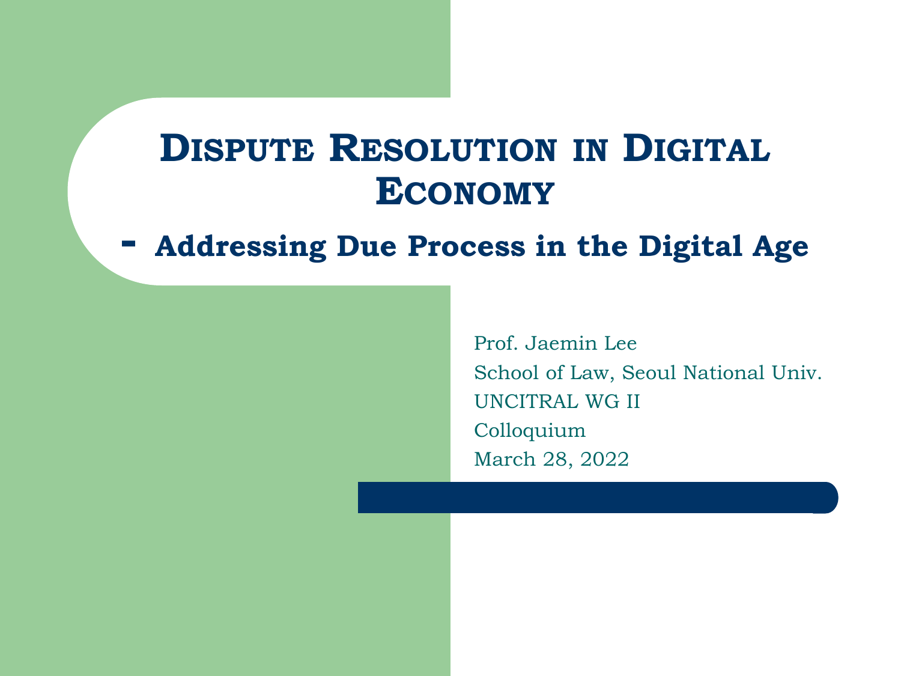# Dispute Resolution in Digital Economy

## - Addressing Due Process in the Digital Age

Prof. Jaemin Lee

School of Law, Seoul National Univ.

UNCITRAL WG II

Colloquium

March 28, 2022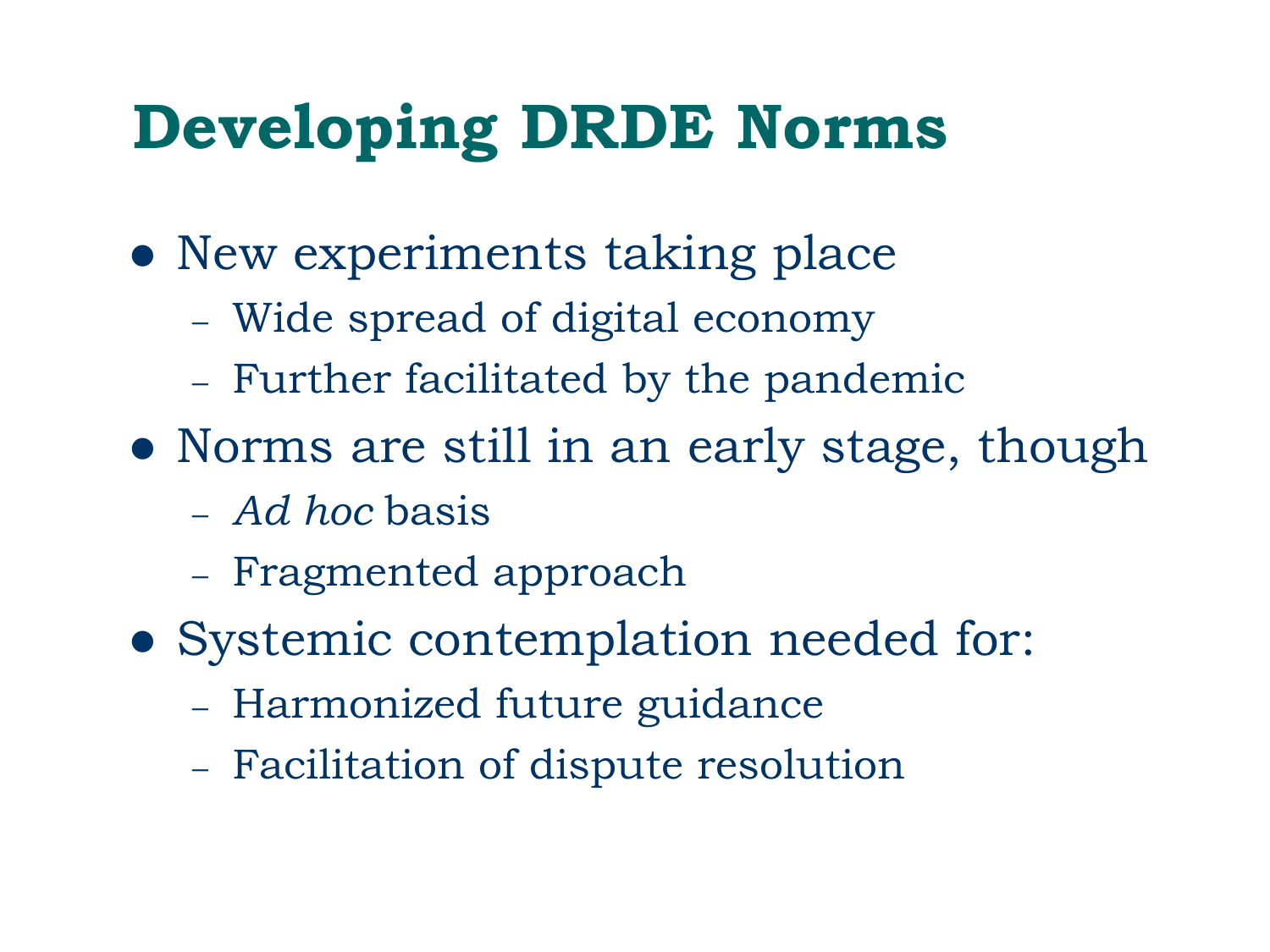# Developing DRDE Norms

- New experiments taking place
  - Wide spread of digital economy
  - Further facilitated by the pandemic
- Norms are still in an early stage, though
  - *Ad hoc* basis
  - Fragmented approach
- Systemic contemplation needed for:
  - Harmonized future guidance
  - Facilitation of dispute resolution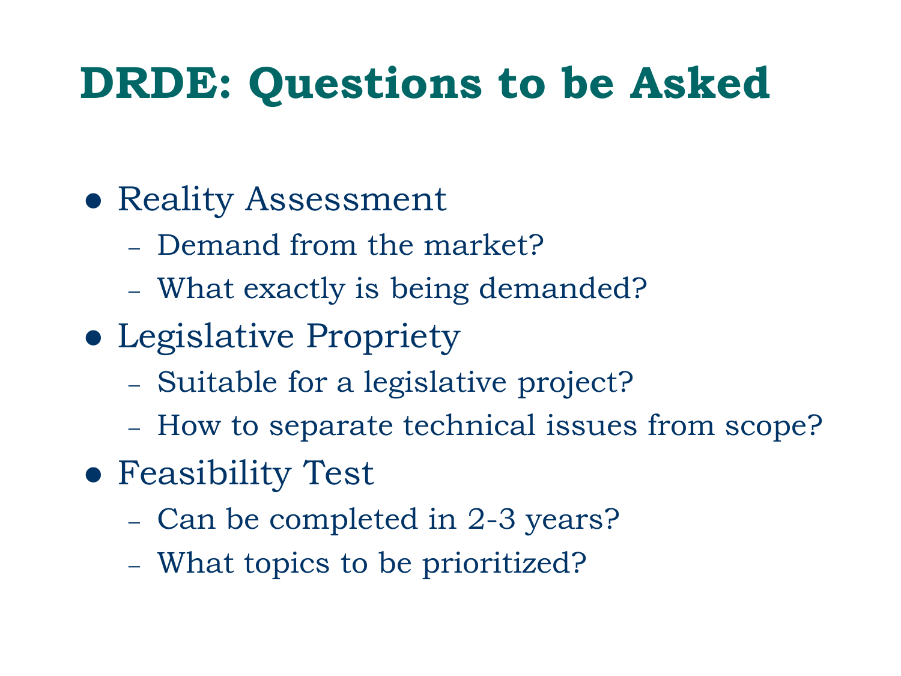# DRDE: Questions to be Asked

- Reality Assessment
  - Demand from the market?
  - What exactly is being demanded?
- Legislative Propriety
  - Suitable for a legislative project?
  - How to separate technical issues from scope?
- Feasibility Test
  - Can be completed in 2-3 years?
  - What topics to be prioritized?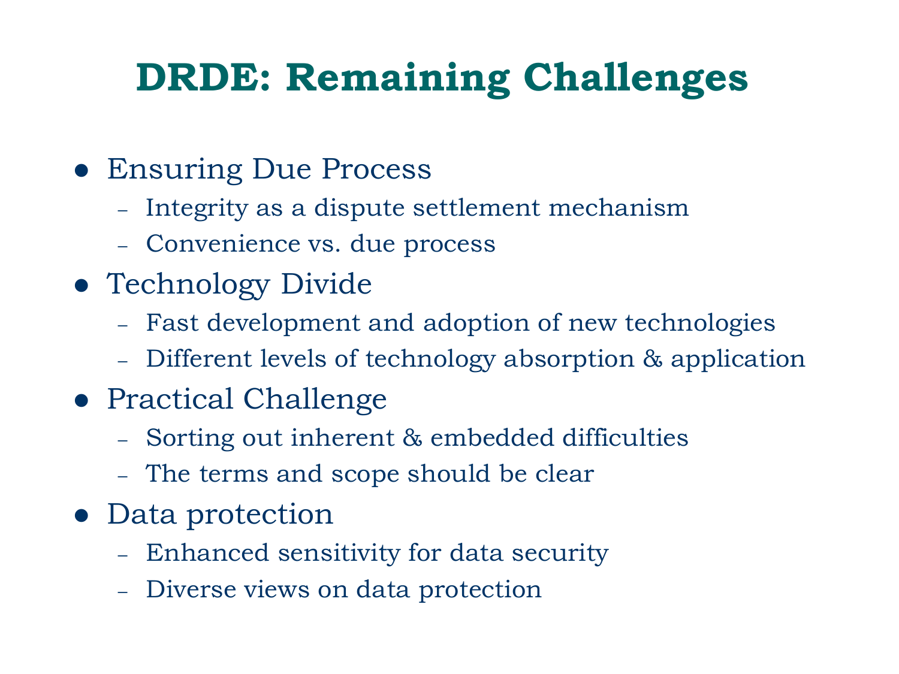# DRDE: Remaining Challenges

- Ensuring Due Process
  - Integrity as a dispute settlement mechanism
  - Convenience vs. due process
- Technology Divide
  - Fast development and adoption of new technologies
  - Different levels of technology absorption & application
- Practical Challenge
  - Sorting out inherent & embedded difficulties
  - The terms and scope should be clear
- Data protection
  - Enhanced sensitivity for data security
  - Diverse views on data protection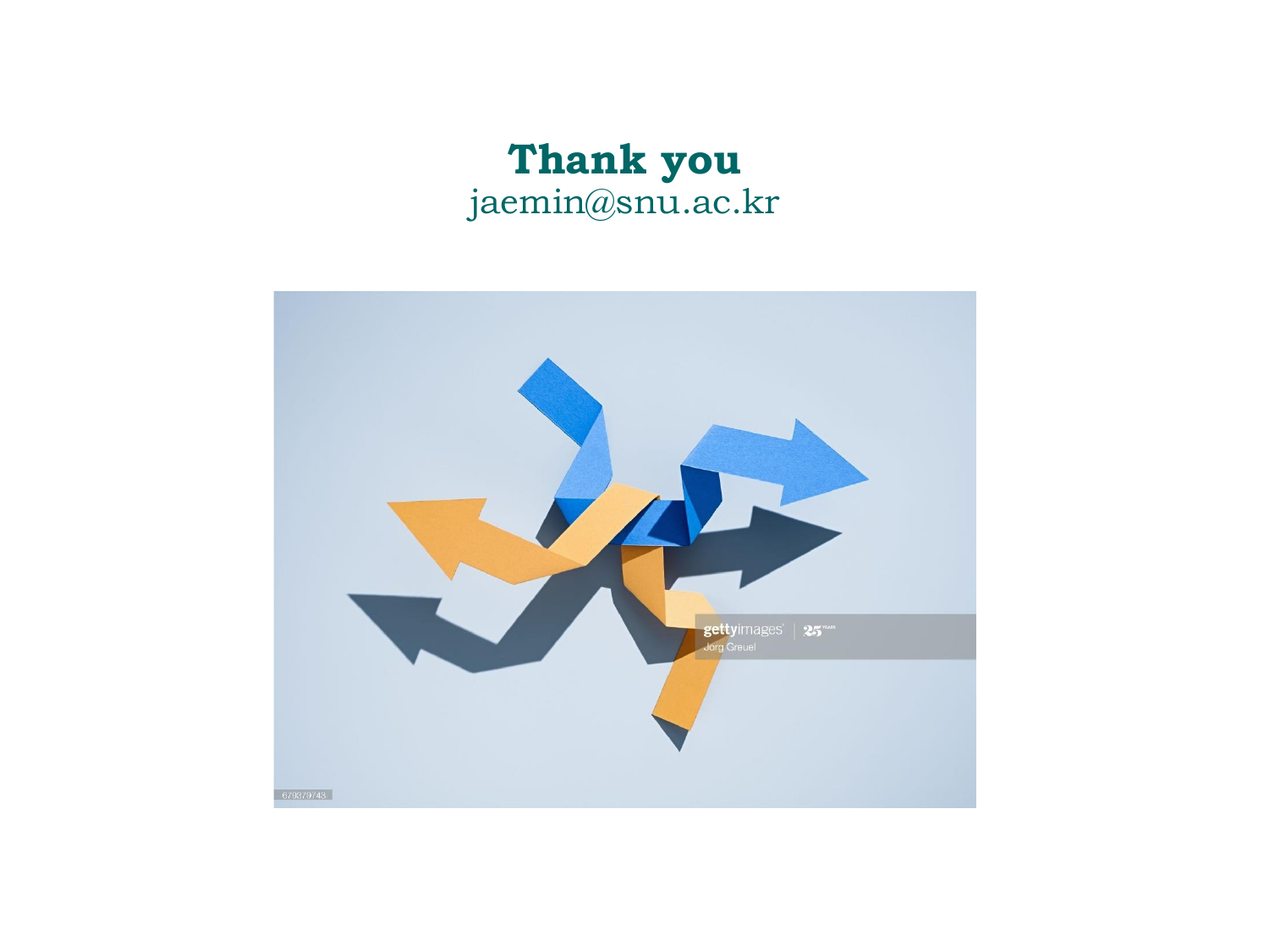# Thank you

jaemin@snu.ac.kr